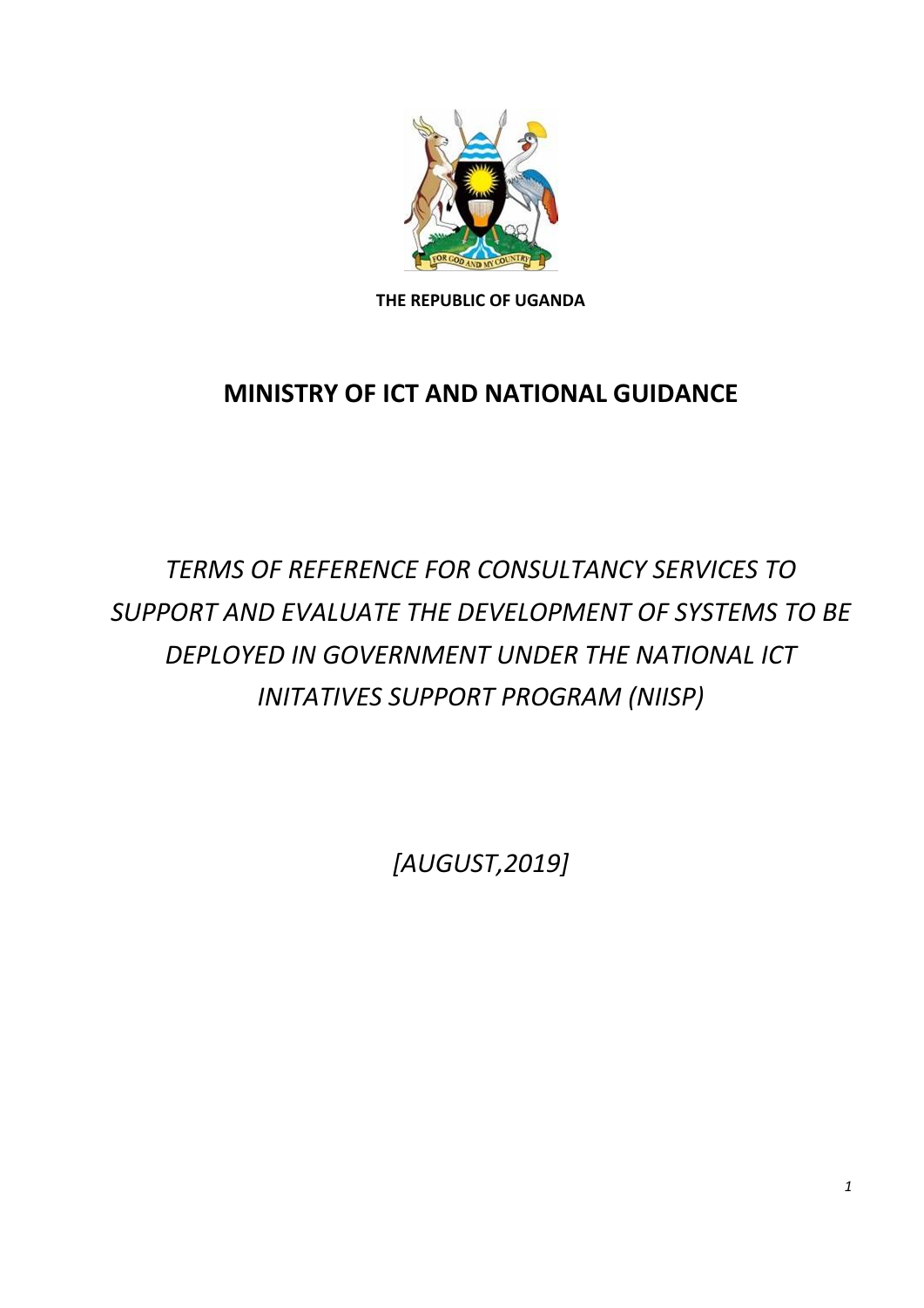**THE REPUBLIC OF UGANDA**

# MINISTRY OF ICT AND NATIONAL GUIDANCE

*TERMS OF REFERENCE FOR CONSULTANCY SERVICES TO SUPPORT AND EVALUATE THE DEVELOPMENT OF SYSTEMS TO BE DEPLOYED IN GOVERNMENT UNDER THE NATIONAL ICT INITATIVES SUPPORT PROGRAM (NIISP)*

*[AUGUST,2019]*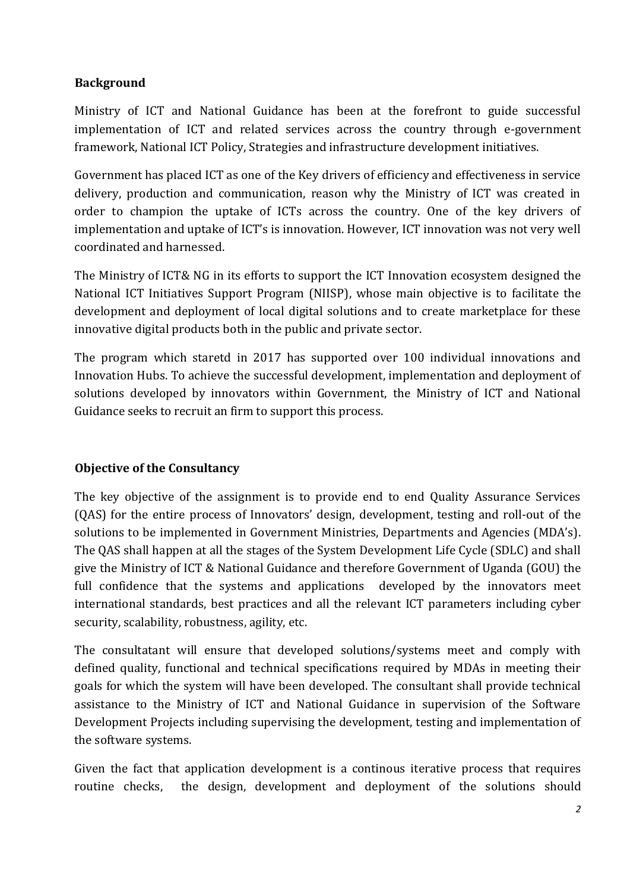**Background**

Ministry of ICT and National Guidance has been at the forefront to guide successful implementation of ICT and related services across the country through e-government framework, National ICT Policy, Strategies and infrastructure development initiatives.

Government has placed ICT as one of the Key drivers of efficiency and effectiveness in service delivery, production and communication, reason why the Ministry of ICT was created in order to champion the uptake of ICTs across the country. One of the key drivers of implementation and uptake of ICT's is innovation. However, ICT innovation was not very well coordinated and harnessed.

The Ministry of ICT& NG in its efforts to support the ICT Innovation ecosystem designed the National ICT Initiatives Support Program (NIISP), whose main objective is to facilitate the development and deployment of local digital solutions and to create marketplace for these innovative digital products both in the public and private sector.

The program which staretd in 2017 has supported over 100 individual innovations and Innovation Hubs. To achieve the successful development, implementation and deployment of solutions developed by innovators within Government, the Ministry of ICT and National Guidance seeks to recruit an firm to support this process.

**Objective of the Consultancy**

The key objective of the assignment is to provide end to end Quality Assurance Services (QAS) for the entire process of Innovators' design, development, testing and roll-out of the solutions to be implemented in Government Ministries, Departments and Agencies (MDA's). The QAS shall happen at all the stages of the System Development Life Cycle (SDLC) and shall give the Ministry of ICT & National Guidance and therefore Government of Uganda (GOU) the full confidence that the systems and applications developed by the innovators meet international standards, best practices and all the relevant ICT parameters including cyber security, scalability, robustness, agility, etc.

The consultatant will ensure that developed solutions/systems meet and comply with defined quality, functional and technical specifications required by MDAs in meeting their goals for which the system will have been developed. The consultant shall provide technical assistance to the Ministry of ICT and National Guidance in supervision of the Software Development Projects including supervising the development, testing and implementation of the software systems.

Given the fact that application development is a continous iterative process that requires routine checks, the design, development and deployment of the solutions should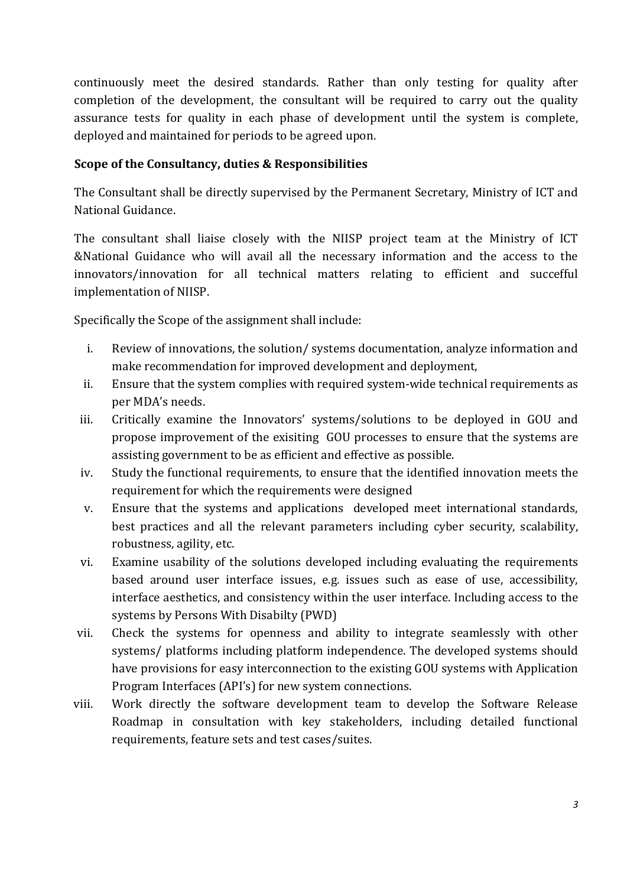continuously meet the desired standards. Rather than only testing for quality after completion of the development, the consultant will be required to carry out the quality assurance tests for quality in each phase of development until the system is complete, deployed and maintained for periods to be agreed upon.

**Scope of the Consultancy, duties & Responsibilities**

The Consultant shall be directly supervised by the Permanent Secretary, Ministry of ICT and National Guidance.

The consultant shall liaise closely with the NIISP project team at the Ministry of ICT &National Guidance who will avail all the necessary information and the access to the innovators/innovation for all technical matters relating to efficient and succefful implementation of NIISP.

Specifically the Scope of the assignment shall include:

i. Review of innovations, the solution/ systems documentation, analyze information and make recommendation for improved development and deployment,
ii. Ensure that the system complies with required system-wide technical requirements as per MDA's needs.
iii. Critically examine the Innovators' systems/solutions to be deployed in GOU and propose improvement of the exisiting GOU processes to ensure that the systems are assisting government to be as efficient and effective as possible.
iv. Study the functional requirements, to ensure that the identified innovation meets the requirement for which the requirements were designed
v. Ensure that the systems and applications developed meet international standards, best practices and all the relevant parameters including cyber security, scalability, robustness, agility, etc.
vi. Examine usability of the solutions developed including evaluating the requirements based around user interface issues, e.g. issues such as ease of use, accessibility, interface aesthetics, and consistency within the user interface. Including access to the systems by Persons With Disabilty (PWD)
vii. Check the systems for openness and ability to integrate seamlessly with other systems/ platforms including platform independence. The developed systems should have provisions for easy interconnection to the existing GOU systems with Application Program Interfaces (API's) for new system connections.
viii. Work directly the software development team to develop the Software Release Roadmap in consultation with key stakeholders, including detailed functional requirements, feature sets and test cases/suites.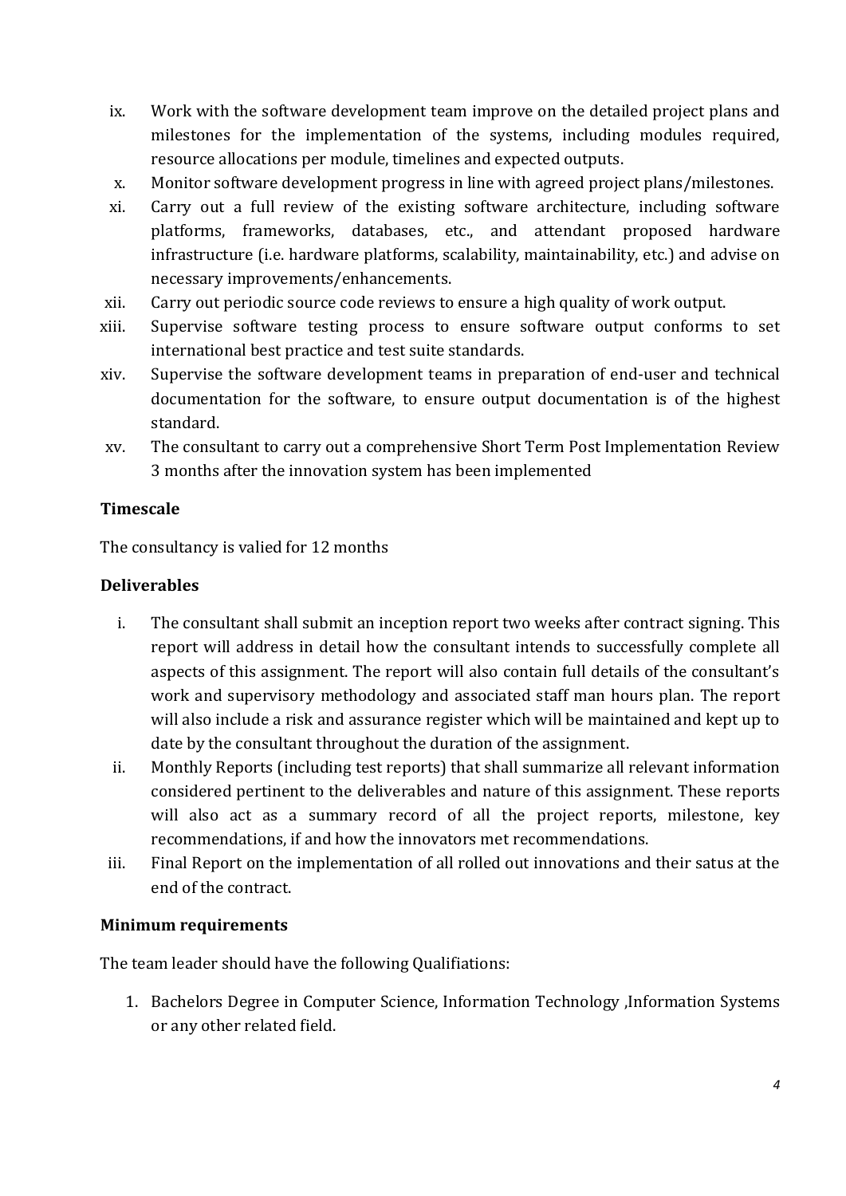ix. Work with the software development team improve on the detailed project plans and milestones for the implementation of the systems, including modules required, resource allocations per module, timelines and expected outputs.
x. Monitor software development progress in line with agreed project plans/milestones.
xi. Carry out a full review of the existing software architecture, including software platforms, frameworks, databases, etc., and attendant proposed hardware infrastructure (i.e. hardware platforms, scalability, maintainability, etc.) and advise on necessary improvements/enhancements.
xii. Carry out periodic source code reviews to ensure a high quality of work output.
xiii. Supervise software testing process to ensure software output conforms to set international best practice and test suite standards.
xiv. Supervise the software development teams in preparation of end-user and technical documentation for the software, to ensure output documentation is of the highest standard.
xv. The consultant to carry out a comprehensive Short Term Post Implementation Review 3 months after the innovation system has been implemented

**Timescale**

The consultancy is valied for 12 months

**Deliverables**

i. The consultant shall submit an inception report two weeks after contract signing. This report will address in detail how the consultant intends to successfully complete all aspects of this assignment. The report will also contain full details of the consultant's work and supervisory methodology and associated staff man hours plan. The report will also include a risk and assurance register which will be maintained and kept up to date by the consultant throughout the duration of the assignment.
ii. Monthly Reports (including test reports) that shall summarize all relevant information considered pertinent to the deliverables and nature of this assignment. These reports will also act as a summary record of all the project reports, milestone, key recommendations, if and how the innovators met recommendations.
iii. Final Report on the implementation of all rolled out innovations and their satus at the end of the contract.

**Minimum requirements**

The team leader should have the following Qualifiations:

1. Bachelors Degree in Computer Science, Information Technology ,Information Systems or any other related field.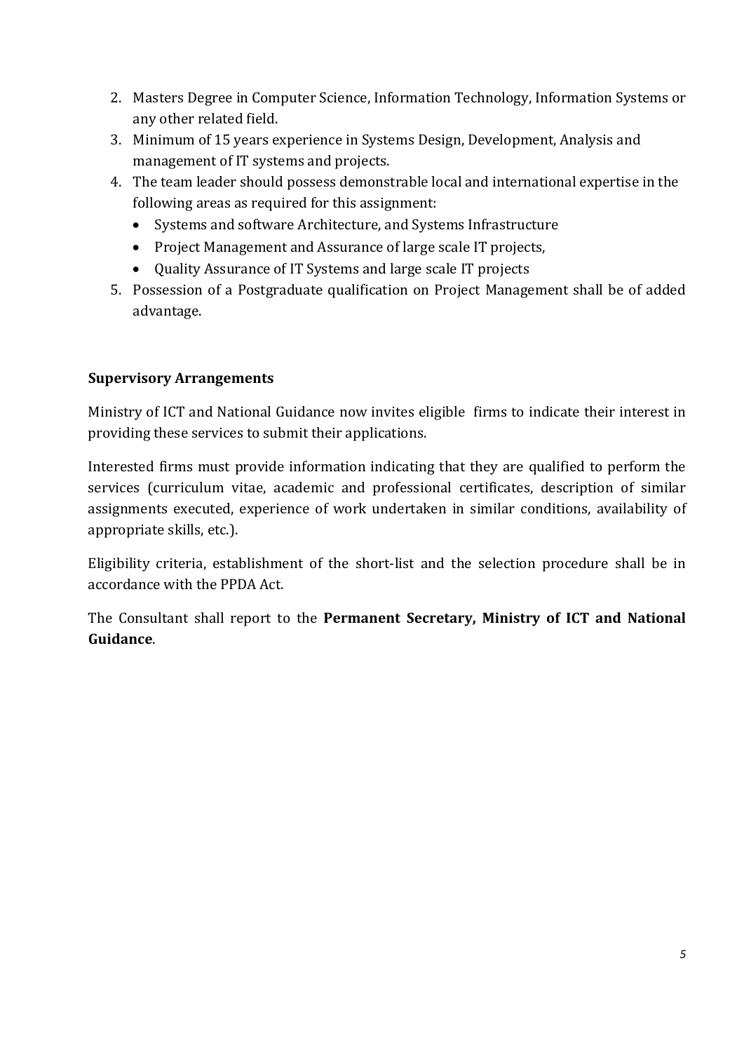2. Masters Degree in Computer Science, Information Technology, Information Systems or any other related field.
3. Minimum of 15 years experience in Systems Design, Development, Analysis and management of IT systems and projects.
4. The team leader should possess demonstrable local and international expertise in the following areas as required for this assignment:
   - Systems and software Architecture, and Systems Infrastructure
   - Project Management and Assurance of large scale IT projects,
   - Quality Assurance of IT Systems and large scale IT projects
5. Possession of a Postgraduate qualification on Project Management shall be of added advantage.

**Supervisory Arrangements**

Ministry of ICT and National Guidance now invites eligible firms to indicate their interest in providing these services to submit their applications.

Interested firms must provide information indicating that they are qualified to perform the services (curriculum vitae, academic and professional certificates, description of similar assignments executed, experience of work undertaken in similar conditions, availability of appropriate skills, etc.).

Eligibility criteria, establishment of the short-list and the selection procedure shall be in accordance with the PPDA Act.

The Consultant shall report to the **Permanent Secretary, Ministry of ICT and National Guidance**.